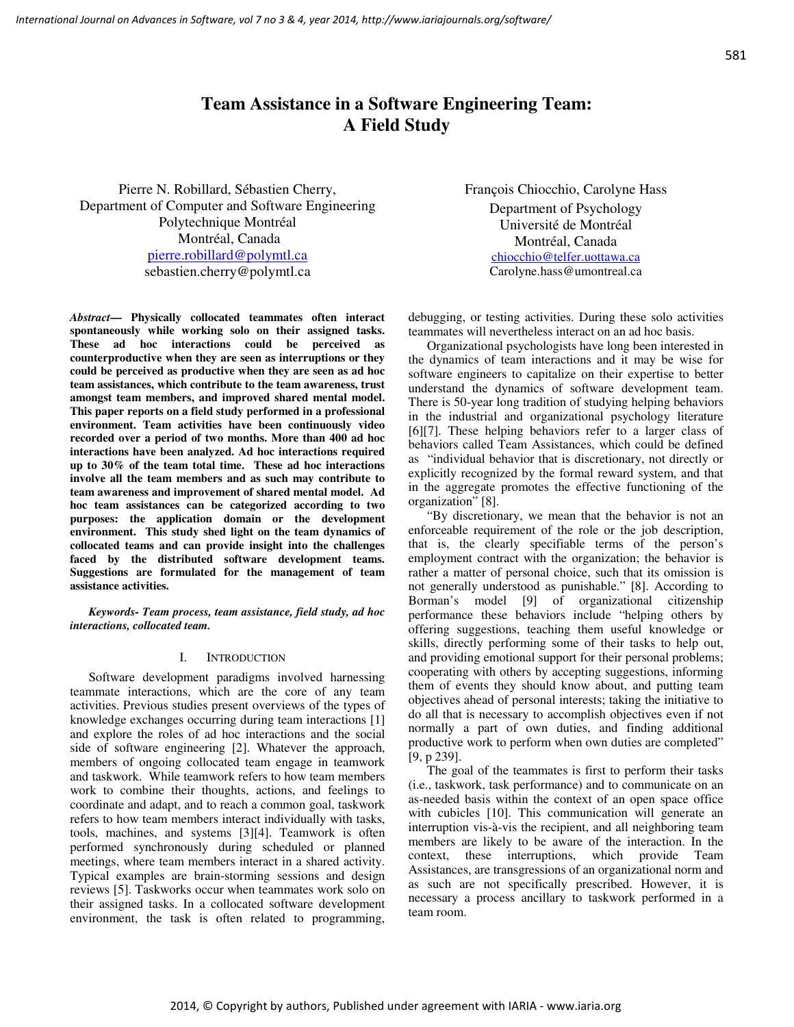# Team Assistance in a Software Engineering Team: A Field Study

Pierre N. Robillard, Sébastien Cherry,
Department of Computer and Software Engineering
Polytechnique Montréal
Montréal, Canada
pierre.robillard@polymtl.ca
sebastien.cherry@polymtl.ca

François Chiocchio, Carolyne Hass
Department of Psychology
Université de Montréal
Montréal, Canada
chiocchio@telfer.uottawa.ca
Carolyne.hass@umontreal.ca

***Abstract*— Physically collocated teammates often interact spontaneously while working solo on their assigned tasks. These ad hoc interactions could be perceived as counterproductive when they are seen as interruptions or they could be perceived as productive when they are seen as ad hoc team assistances, which contribute to the team awareness, trust amongst team members, and improved shared mental model. This paper reports on a field study performed in a professional environment. Team activities have been continuously video recorded over a period of two months. More than 400 ad hoc interactions have been analyzed. Ad hoc interactions required up to 30% of the team total time. These ad hoc interactions involve all the team members and as such may contribute to team awareness and improvement of shared mental model. Ad hoc team assistances can be categorized according to two purposes: the application domain or the development environment. This study shed light on the team dynamics of collocated teams and can provide insight into the challenges faced by the distributed software development teams. Suggestions are formulated for the management of team assistance activities.**

***Keywords- Team process, team assistance, field study, ad hoc interactions, collocated team.***

## I. Introduction

Software development paradigms involved harnessing teammate interactions, which are the core of any team activities. Previous studies present overviews of the types of knowledge exchanges occurring during team interactions [1] and explore the roles of ad hoc interactions and the social side of software engineering [2]. Whatever the approach, members of ongoing collocated team engage in teamwork and taskwork. While teamwork refers to how team members work to combine their thoughts, actions, and feelings to coordinate and adapt, and to reach a common goal, taskwork refers to how team members interact individually with tasks, tools, machines, and systems [3][4]. Teamwork is often performed synchronously during scheduled or planned meetings, where team members interact in a shared activity. Typical examples are brain-storming sessions and design reviews [5]. Taskworks occur when teammates work solo on their assigned tasks. In a collocated software development environment, the task is often related to programming, debugging, or testing activities. During these solo activities teammates will nevertheless interact on an ad hoc basis.

Organizational psychologists have long been interested in the dynamics of team interactions and it may be wise for software engineers to capitalize on their expertise to better understand the dynamics of software development team. There is 50-year long tradition of studying helping behaviors in the industrial and organizational psychology literature [6][7]. These helping behaviors refer to a larger class of behaviors called Team Assistances, which could be defined as "individual behavior that is discretionary, not directly or explicitly recognized by the formal reward system, and that in the aggregate promotes the effective functioning of the organization" [8].

"By discretionary, we mean that the behavior is not an enforceable requirement of the role or the job description, that is, the clearly specifiable terms of the person's employment contract with the organization; the behavior is rather a matter of personal choice, such that its omission is not generally understood as punishable." [8]. According to Borman's model [9] of organizational citizenship performance these behaviors include "helping others by offering suggestions, teaching them useful knowledge or skills, directly performing some of their tasks to help out, and providing emotional support for their personal problems; cooperating with others by accepting suggestions, informing them of events they should know about, and putting team objectives ahead of personal interests; taking the initiative to do all that is necessary to accomplish objectives even if not normally a part of own duties, and finding additional productive work to perform when own duties are completed" [9, p 239].

The goal of the teammates is first to perform their tasks (i.e., taskwork, task performance) and to communicate on an as-needed basis within the context of an open space office with cubicles [10]. This communication will generate an interruption vis-à-vis the recipient, and all neighboring team members are likely to be aware of the interaction. In the context, these interruptions, which provide Team Assistances, are transgressions of an organizational norm and as such are not specifically prescribed. However, it is necessary a process ancillary to taskwork performed in a team room.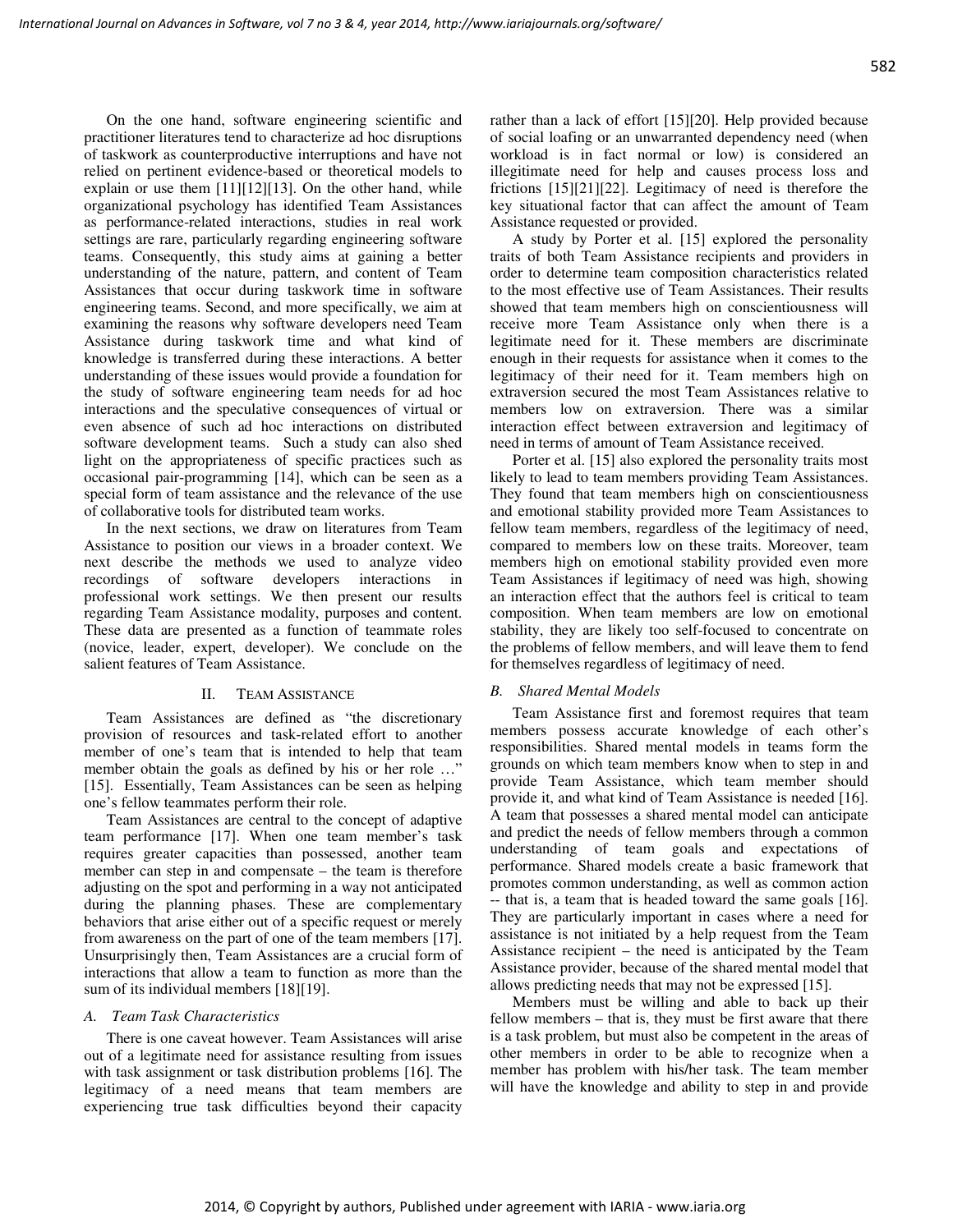On the one hand, software engineering scientific and practitioner literatures tend to characterize ad hoc disruptions of taskwork as counterproductive interruptions and have not relied on pertinent evidence-based or theoretical models to explain or use them [11][12][13]. On the other hand, while organizational psychology has identified Team Assistances as performance-related interactions, studies in real work settings are rare, particularly regarding engineering software teams. Consequently, this study aims at gaining a better understanding of the nature, pattern, and content of Team Assistances that occur during taskwork time in software engineering teams. Second, and more specifically, we aim at examining the reasons why software developers need Team Assistance during taskwork time and what kind of knowledge is transferred during these interactions. A better understanding of these issues would provide a foundation for the study of software engineering team needs for ad hoc interactions and the speculative consequences of virtual or even absence of such ad hoc interactions on distributed software development teams. Such a study can also shed light on the appropriateness of specific practices such as occasional pair-programming [14], which can be seen as a special form of team assistance and the relevance of the use of collaborative tools for distributed team works.

In the next sections, we draw on literatures from Team Assistance to position our views in a broader context. We next describe the methods we used to analyze video recordings of software developers interactions in professional work settings. We then present our results regarding Team Assistance modality, purposes and content. These data are presented as a function of teammate roles (novice, leader, expert, developer). We conclude on the salient features of Team Assistance.

## II. TEAM ASSISTANCE

Team Assistances are defined as "the discretionary provision of resources and task-related effort to another member of one's team that is intended to help that team member obtain the goals as defined by his or her role …" [15]. Essentially, Team Assistances can be seen as helping one's fellow teammates perform their role.

Team Assistances are central to the concept of adaptive team performance [17]. When one team member's task requires greater capacities than possessed, another team member can step in and compensate – the team is therefore adjusting on the spot and performing in a way not anticipated during the planning phases. These are complementary behaviors that arise either out of a specific request or merely from awareness on the part of one of the team members [17]. Unsurprisingly then, Team Assistances are a crucial form of interactions that allow a team to function as more than the sum of its individual members [18][19].

### A. Team Task Characteristics

There is one caveat however. Team Assistances will arise out of a legitimate need for assistance resulting from issues with task assignment or task distribution problems [16]. The legitimacy of a need means that team members are experiencing true task difficulties beyond their capacity rather than a lack of effort [15][20]. Help provided because of social loafing or an unwarranted dependency need (when workload is in fact normal or low) is considered an illegitimate need for help and causes process loss and frictions [15][21][22]. Legitimacy of need is therefore the key situational factor that can affect the amount of Team Assistance requested or provided.

A study by Porter et al. [15] explored the personality traits of both Team Assistance recipients and providers in order to determine team composition characteristics related to the most effective use of Team Assistances. Their results showed that team members high on conscientiousness will receive more Team Assistance only when there is a legitimate need for it. These members are discriminate enough in their requests for assistance when it comes to the legitimacy of their need for it. Team members high on extraversion secured the most Team Assistances relative to members low on extraversion. There was a similar interaction effect between extraversion and legitimacy of need in terms of amount of Team Assistance received.

Porter et al. [15] also explored the personality traits most likely to lead to team members providing Team Assistances. They found that team members high on conscientiousness and emotional stability provided more Team Assistances to fellow team members, regardless of the legitimacy of need, compared to members low on these traits. Moreover, team members high on emotional stability provided even more Team Assistances if legitimacy of need was high, showing an interaction effect that the authors feel is critical to team composition. When team members are low on emotional stability, they are likely too self-focused to concentrate on the problems of fellow members, and will leave them to fend for themselves regardless of legitimacy of need.

### B. Shared Mental Models

Team Assistance first and foremost requires that team members possess accurate knowledge of each other's responsibilities. Shared mental models in teams form the grounds on which team members know when to step in and provide Team Assistance, which team member should provide it, and what kind of Team Assistance is needed [16]. A team that possesses a shared mental model can anticipate and predict the needs of fellow members through a common understanding of team goals and expectations of performance. Shared models create a basic framework that promotes common understanding, as well as common action -- that is, a team that is headed toward the same goals [16]. They are particularly important in cases where a need for assistance is not initiated by a help request from the Team Assistance recipient – the need is anticipated by the Team Assistance provider, because of the shared mental model that allows predicting needs that may not be expressed [15].

Members must be willing and able to back up their fellow members – that is, they must be first aware that there is a task problem, but must also be competent in the areas of other members in order to be able to recognize when a member has problem with his/her task. The team member will have the knowledge and ability to step in and provide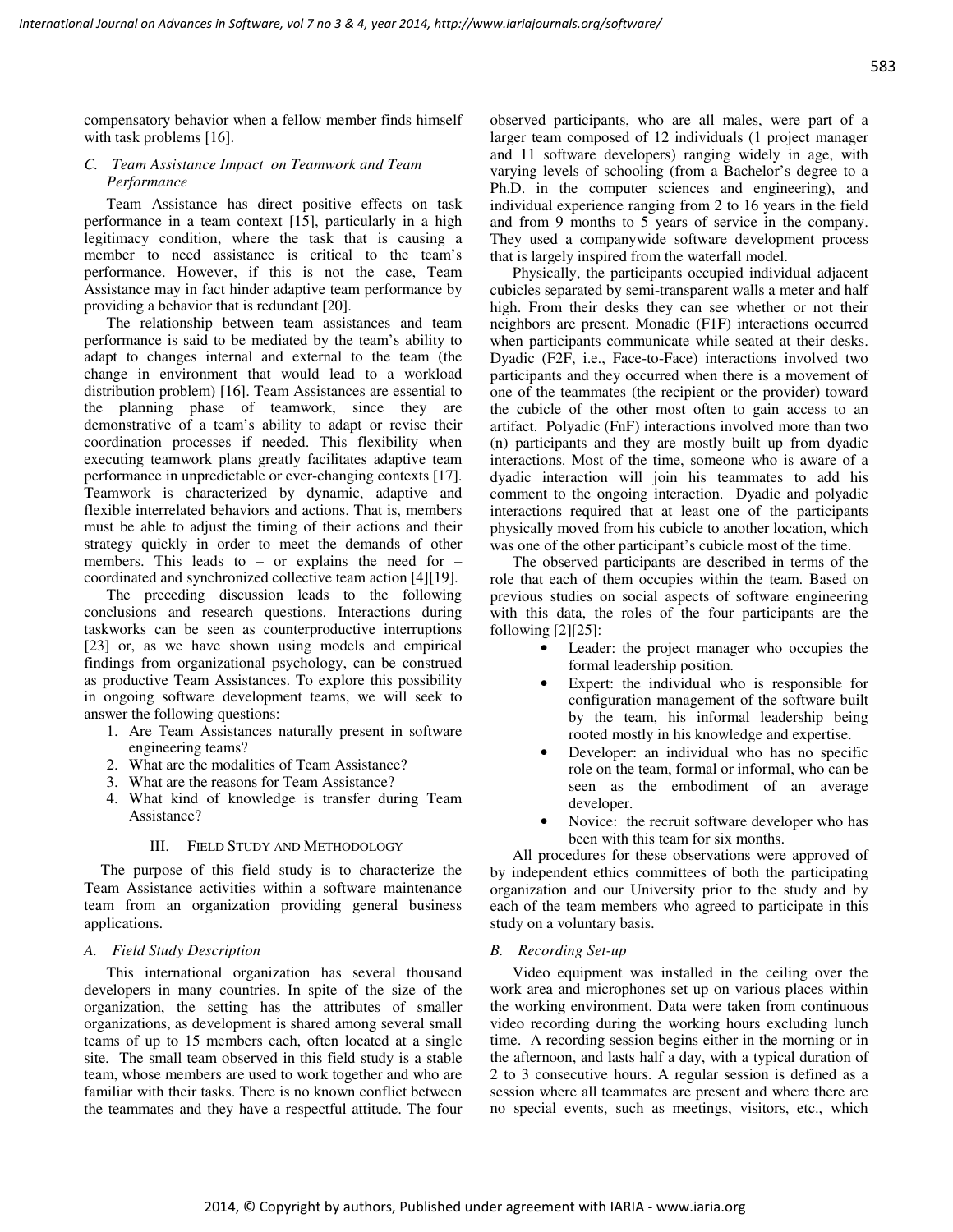compensatory behavior when a fellow member finds himself with task problems [16].

### C. Team Assistance Impact on Teamwork and Team Performance

Team Assistance has direct positive effects on task performance in a team context [15], particularly in a high legitimacy condition, where the task that is causing a member to need assistance is critical to the team's performance. However, if this is not the case, Team Assistance may in fact hinder adaptive team performance by providing a behavior that is redundant [20].

The relationship between team assistances and team performance is said to be mediated by the team's ability to adapt to changes internal and external to the team (the change in environment that would lead to a workload distribution problem) [16]. Team Assistances are essential to the planning phase of teamwork, since they are demonstrative of a team's ability to adapt or revise their coordination processes if needed. This flexibility when executing teamwork plans greatly facilitates adaptive team performance in unpredictable or ever-changing contexts [17]. Teamwork is characterized by dynamic, adaptive and flexible interrelated behaviors and actions. That is, members must be able to adjust the timing of their actions and their strategy quickly in order to meet the demands of other members. This leads to – or explains the need for – coordinated and synchronized collective team action [4][19].

The preceding discussion leads to the following conclusions and research questions. Interactions during taskworks can be seen as counterproductive interruptions [23] or, as we have shown using models and empirical findings from organizational psychology, can be construed as productive Team Assistances. To explore this possibility in ongoing software development teams, we will seek to answer the following questions:

1. Are Team Assistances naturally present in software engineering teams?
2. What are the modalities of Team Assistance?
3. What are the reasons for Team Assistance?
4. What kind of knowledge is transfer during Team Assistance?

## III. Field Study and Methodology

The purpose of this field study is to characterize the Team Assistance activities within a software maintenance team from an organization providing general business applications.

### A. Field Study Description

This international organization has several thousand developers in many countries. In spite of the size of the organization, the setting has the attributes of smaller organizations, as development is shared among several small teams of up to 15 members each, often located at a single site. The small team observed in this field study is a stable team, whose members are used to work together and who are familiar with their tasks. There is no known conflict between the teammates and they have a respectful attitude. The four observed participants, who are all males, were part of a larger team composed of 12 individuals (1 project manager and 11 software developers) ranging widely in age, with varying levels of schooling (from a Bachelor's degree to a Ph.D. in the computer sciences and engineering), and individual experience ranging from 2 to 16 years in the field and from 9 months to 5 years of service in the company. They used a companywide software development process that is largely inspired from the waterfall model.

Physically, the participants occupied individual adjacent cubicles separated by semi-transparent walls a meter and half high. From their desks they can see whether or not their neighbors are present. Monadic (F1F) interactions occurred when participants communicate while seated at their desks. Dyadic (F2F, i.e., Face-to-Face) interactions involved two participants and they occurred when there is a movement of one of the teammates (the recipient or the provider) toward the cubicle of the other most often to gain access to an artifact. Polyadic (FnF) interactions involved more than two (n) participants and they are mostly built up from dyadic interactions. Most of the time, someone who is aware of a dyadic interaction will join his teammates to add his comment to the ongoing interaction. Dyadic and polyadic interactions required that at least one of the participants physically moved from his cubicle to another location, which was one of the other participant's cubicle most of the time.

The observed participants are described in terms of the role that each of them occupies within the team. Based on previous studies on social aspects of software engineering with this data, the roles of the four participants are the following [2][25]:

- Leader: the project manager who occupies the formal leadership position.
- Expert: the individual who is responsible for configuration management of the software built by the team, his informal leadership being rooted mostly in his knowledge and expertise.
- Developer: an individual who has no specific role on the team, formal or informal, who can be seen as the embodiment of an average developer.
- Novice: the recruit software developer who has been with this team for six months.

All procedures for these observations were approved of by independent ethics committees of both the participating organization and our University prior to the study and by each of the team members who agreed to participate in this study on a voluntary basis.

### B. Recording Set-up

Video equipment was installed in the ceiling over the work area and microphones set up on various places within the working environment. Data were taken from continuous video recording during the working hours excluding lunch time. A recording session begins either in the morning or in the afternoon, and lasts half a day, with a typical duration of 2 to 3 consecutive hours. A regular session is defined as a session where all teammates are present and where there are no special events, such as meetings, visitors, etc., which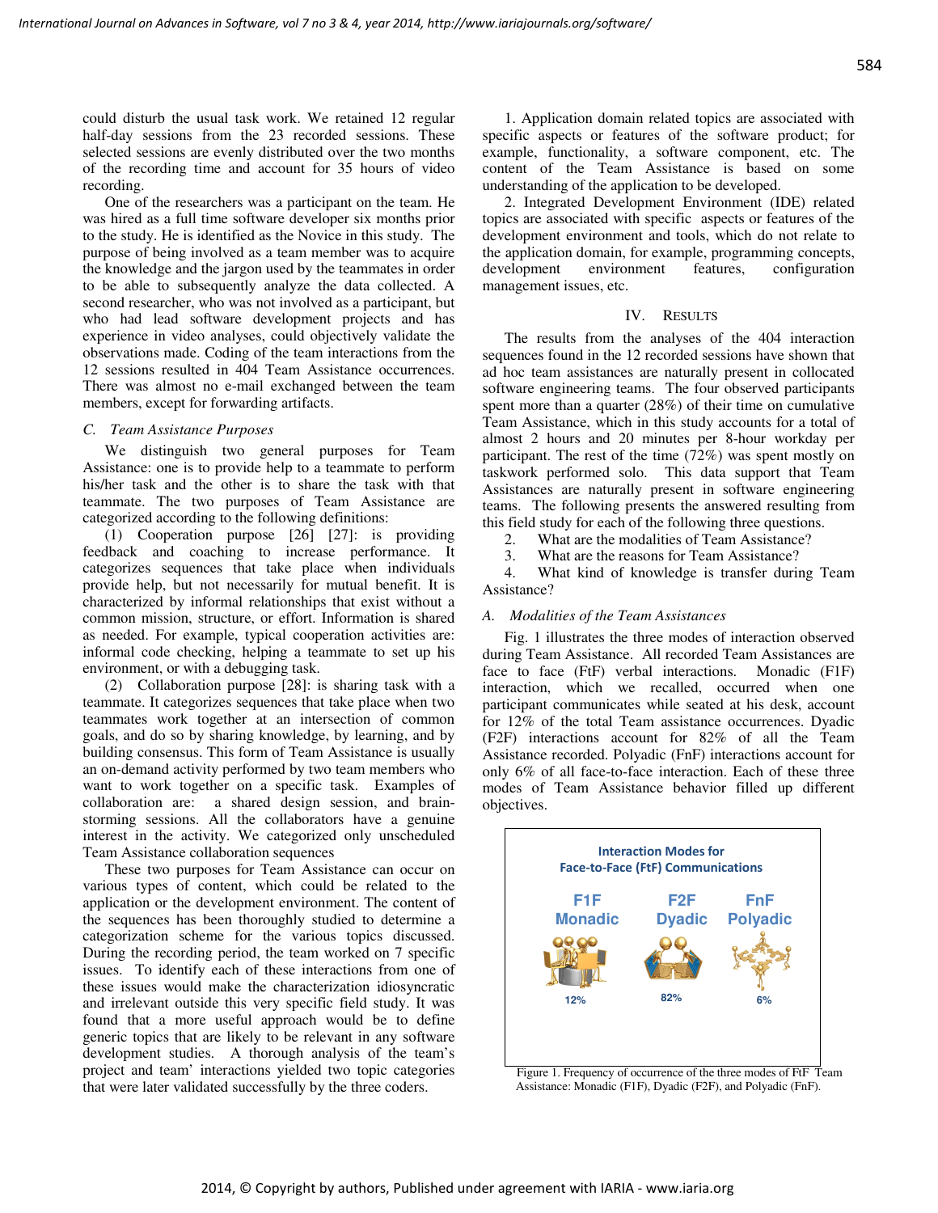could disturb the usual task work. We retained 12 regular half-day sessions from the 23 recorded sessions. These selected sessions are evenly distributed over the two months of the recording time and account for 35 hours of video recording.

One of the researchers was a participant on the team. He was hired as a full time software developer six months prior to the study. He is identified as the Novice in this study. The purpose of being involved as a team member was to acquire the knowledge and the jargon used by the teammates in order to be able to subsequently analyze the data collected. A second researcher, who was not involved as a participant, but who had lead software development projects and has experience in video analyses, could objectively validate the observations made. Coding of the team interactions from the 12 sessions resulted in 404 Team Assistance occurrences. There was almost no e-mail exchanged between the team members, except for forwarding artifacts.

### *C. Team Assistance Purposes*

We distinguish two general purposes for Team Assistance: one is to provide help to a teammate to perform his/her task and the other is to share the task with that teammate. The two purposes of Team Assistance are categorized according to the following definitions:

(1) Cooperation purpose [26] [27]: is providing feedback and coaching to increase performance. It categorizes sequences that take place when individuals provide help, but not necessarily for mutual benefit. It is characterized by informal relationships that exist without a common mission, structure, or effort. Information is shared as needed. For example, typical cooperation activities are: informal code checking, helping a teammate to set up his environment, or with a debugging task.

(2) Collaboration purpose [28]: is sharing task with a teammate. It categorizes sequences that take place when two teammates work together at an intersection of common goals, and do so by sharing knowledge, by learning, and by building consensus. This form of Team Assistance is usually an on-demand activity performed by two team members who want to work together on a specific task. Examples of collaboration are: a shared design session, and brain-storming sessions. All the collaborators have a genuine interest in the activity. We categorized only unscheduled Team Assistance collaboration sequences

These two purposes for Team Assistance can occur on various types of content, which could be related to the application or the development environment. The content of the sequences has been thoroughly studied to determine a categorization scheme for the various topics discussed. During the recording period, the team worked on 7 specific issues. To identify each of these interactions from one of these issues would make the characterization idiosyncratic and irrelevant outside this very specific field study. It was found that a more useful approach would be to define generic topics that are likely to be relevant in any software development studies. A thorough analysis of the team's project and team' interactions yielded two topic categories that were later validated successfully by the three coders.

1. Application domain related topics are associated with specific aspects or features of the software product; for example, functionality, a software component, etc. The content of the Team Assistance is based on some understanding of the application to be developed.

2. Integrated Development Environment (IDE) related topics are associated with specific aspects or features of the development environment and tools, which do not relate to the application domain, for example, programming concepts, development environment features, configuration management issues, etc.

## IV. Results

The results from the analyses of the 404 interaction sequences found in the 12 recorded sessions have shown that ad hoc team assistances are naturally present in collocated software engineering teams. The four observed participants spent more than a quarter (28%) of their time on cumulative Team Assistance, which in this study accounts for a total of almost 2 hours and 20 minutes per 8-hour workday per participant. The rest of the time (72%) was spent mostly on taskwork performed solo. This data support that Team Assistances are naturally present in software engineering teams. The following presents the answered resulting from this field study for each of the following three questions.

2. What are the modalities of Team Assistance?
3. What are the reasons for Team Assistance?
4. What kind of knowledge is transfer during Team Assistance?

### *A. Modalities of the Team Assistances*

Fig. 1 illustrates the three modes of interaction observed during Team Assistance. All recorded Team Assistances are face to face (FtF) verbal interactions. Monadic (F1F) interaction, which we recalled, occurred when one participant communicates while seated at his desk, account for 12% of the total Team assistance occurrences. Dyadic (F2F) interactions account for 82% of all the Team Assistance recorded. Polyadic (FnF) interactions account for only 6% of all face-to-face interaction. Each of these three modes of Team Assistance behavior filled up different objectives.

Interaction Modes for Face-to-Face (FtF) Communications

| F1F Monadic | F2F Dyadic | FnF Polyadic |
|---|---|---|
| 12% | 82% | 6% |

Figure 1. Frequency of occurrence of the three modes of FtF Team Assistance: Monadic (F1F), Dyadic (F2F), and Polyadic (FnF).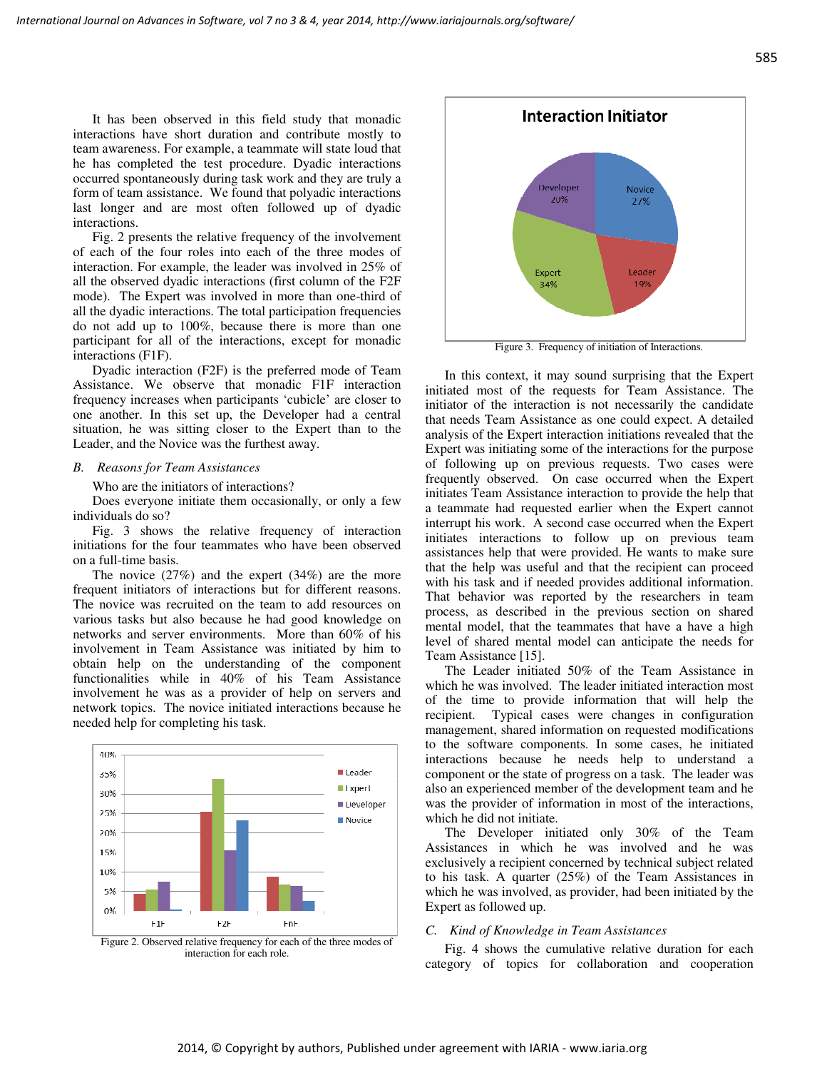It has been observed in this field study that monadic interactions have short duration and contribute mostly to team awareness. For example, a teammate will state loud that he has completed the test procedure. Dyadic interactions occurred spontaneously during task work and they are truly a form of team assistance. We found that polyadic interactions last longer and are most often followed up of dyadic interactions.

Fig. 2 presents the relative frequency of the involvement of each of the four roles into each of the three modes of interaction. For example, the leader was involved in 25% of all the observed dyadic interactions (first column of the F2F mode). The Expert was involved in more than one-third of all the dyadic interactions. The total participation frequencies do not add up to 100%, because there is more than one participant for all of the interactions, except for monadic interactions (F1F).

Dyadic interaction (F2F) is the preferred mode of Team Assistance. We observe that monadic F1F interaction frequency increases when participants 'cubicle' are closer to one another. In this set up, the Developer had a central situation, he was sitting closer to the Expert than to the Leader, and the Novice was the furthest away.

Figure 2. Observed relative frequency for each of the three modes of interaction for each role.

### *B. Reasons for Team Assistances*

Who are the initiators of interactions?

Does everyone initiate them occasionally, or only a few individuals do so?

Fig. 3 shows the relative frequency of interaction initiations for the four teammates who have been observed on a full-time basis.

The novice (27%) and the expert (34%) are the more frequent initiators of interactions but for different reasons. The novice was recruited on the team to add resources on various tasks but also because he had good knowledge on networks and server environments. More than 60% of his involvement in Team Assistance was initiated by him to obtain help on the understanding of the component functionalities while in 40% of his Team Assistance involvement he was as a provider of help on servers and network topics. The novice initiated interactions because he needed help for completing his task.

Figure 3. Frequency of initiation of Interactions.

In this context, it may sound surprising that the Expert initiated most of the requests for Team Assistance. The initiator of the interaction is not necessarily the candidate that needs Team Assistance as one could expect. A detailed analysis of the Expert interaction initiations revealed that the Expert was initiating some of the interactions for the purpose of following up on previous requests. Two cases were frequently observed. On case occurred when the Expert initiates Team Assistance interaction to provide the help that a teammate had requested earlier when the Expert cannot interrupt his work. A second case occurred when the Expert initiates interactions to follow up on previous team assistances help that were provided. He wants to make sure that the help was useful and that the recipient can proceed with his task and if needed provides additional information. That behavior was reported by the researchers in team process, as described in the previous section on shared mental model, that the teammates that have a have a high level of shared mental model can anticipate the needs for Team Assistance [15].

The Leader initiated 50% of the Team Assistance in which he was involved. The leader initiated interaction most of the time to provide information that will help the recipient. Typical cases were changes in configuration management, shared information on requested modifications to the software components. In some cases, he initiated interactions because he needs help to understand a component or the state of progress on a task. The leader was also an experienced member of the development team and he was the provider of information in most of the interactions, which he did not initiate.

The Developer initiated only 30% of the Team Assistances in which he was involved and he was exclusively a recipient concerned by technical subject related to his task. A quarter (25%) of the Team Assistances in which he was involved, as provider, had been initiated by the Expert as followed up.

### *C. Kind of Knowledge in Team Assistances*

Fig. 4 shows the cumulative relative duration for each category of topics for collaboration and cooperation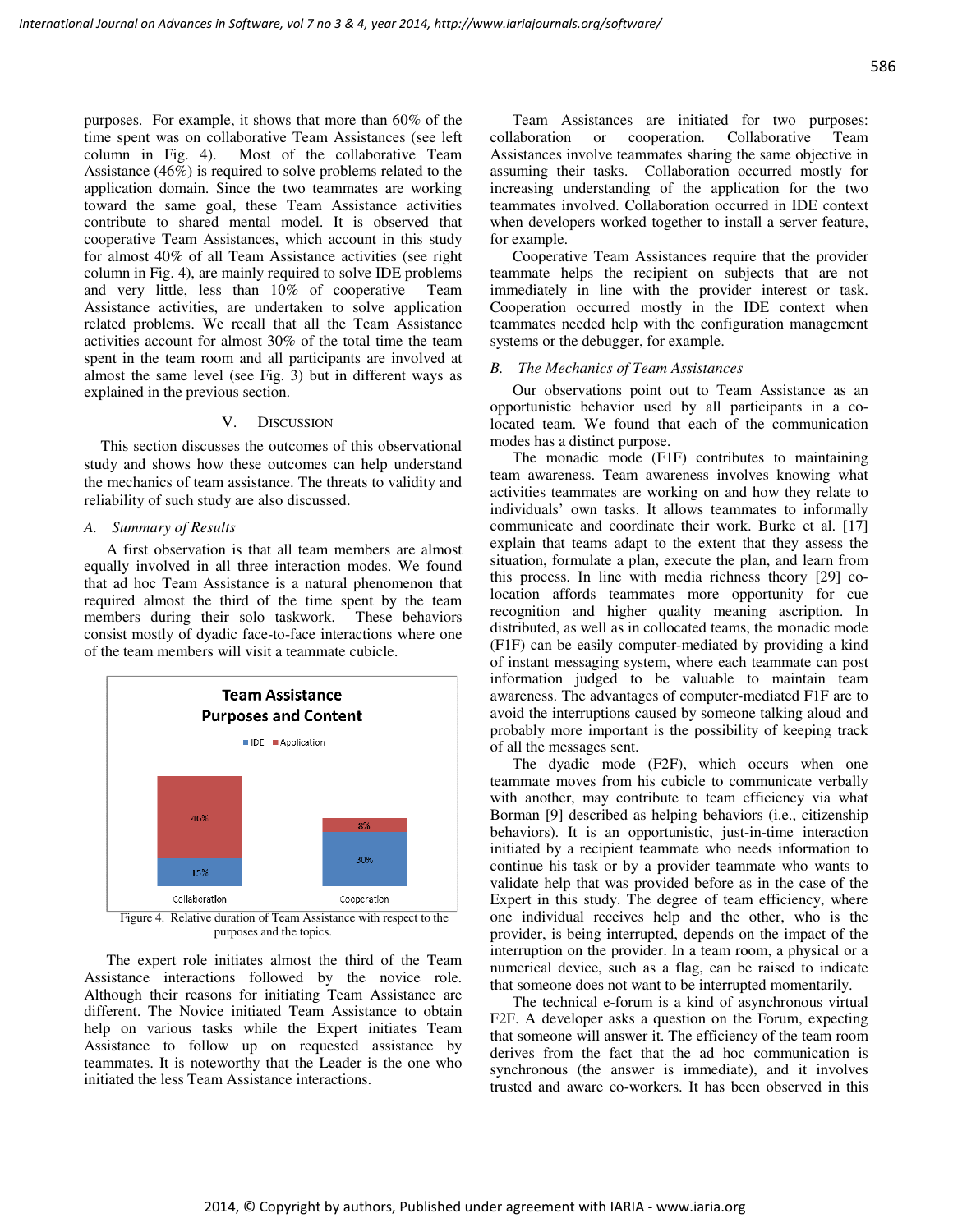purposes. For example, it shows that more than 60% of the time spent was on collaborative Team Assistances (see left column in Fig. 4). Most of the collaborative Team Assistance (46%) is required to solve problems related to the application domain. Since the two teammates are working toward the same goal, these Team Assistance activities contribute to shared mental model. It is observed that cooperative Team Assistances, which account in this study for almost 40% of all Team Assistance activities (see right column in Fig. 4), are mainly required to solve IDE problems and very little, less than 10% of cooperative Team Assistance activities, are undertaken to solve application related problems. We recall that all the Team Assistance activities account for almost 30% of the total time the team spent in the team room and all participants are involved at almost the same level (see Fig. 3) but in different ways as explained in the previous section.

## V. Discussion

This section discusses the outcomes of this observational study and shows how these outcomes can help understand the mechanics of team assistance. The threats to validity and reliability of such study are also discussed.

### A. Summary of Results

A first observation is that all team members are almost equally involved in all three interaction modes. We found that ad hoc Team Assistance is a natural phenomenon that required almost the third of the time spent by the team members during their solo taskwork. These behaviors consist mostly of dyadic face-to-face interactions where one of the team members will visit a teammate cubicle.

**Team Assistance Purposes and Content**

| | IDE | Application |
|---|---|---|
| Collaboration | 15% | 46% |
| Cooperation | 30% | 8% |

Figure 4. Relative duration of Team Assistance with respect to the purposes and the topics.

The expert role initiates almost the third of the Team Assistance interactions followed by the novice role. Although their reasons for initiating Team Assistance are different. The Novice initiated Team Assistance to obtain help on various tasks while the Expert initiates Team Assistance to follow up on requested assistance by teammates. It is noteworthy that the Leader is the one who initiated the less Team Assistance interactions.

Team Assistances are initiated for two purposes: collaboration or cooperation. Collaborative Team Assistances involve teammates sharing the same objective in assuming their tasks. Collaboration occurred mostly for increasing understanding of the application for the two teammates involved. Collaboration occurred in IDE context when developers worked together to install a server feature, for example.

Cooperative Team Assistances require that the provider teammate helps the recipient on subjects that are not immediately in line with the provider interest or task. Cooperation occurred mostly in the IDE context when teammates needed help with the configuration management systems or the debugger, for example.

### B. The Mechanics of Team Assistances

Our observations point out to Team Assistance as an opportunistic behavior used by all participants in a co-located team. We found that each of the communication modes has a distinct purpose.

The monadic mode (F1F) contributes to maintaining team awareness. Team awareness involves knowing what activities teammates are working on and how they relate to individuals' own tasks. It allows teammates to informally communicate and coordinate their work. Burke et al. [17] explain that teams adapt to the extent that they assess the situation, formulate a plan, execute the plan, and learn from this process. In line with media richness theory [29] co-location affords teammates more opportunity for cue recognition and higher quality meaning ascription. In distributed, as well as in collocated teams, the monadic mode (F1F) can be easily computer-mediated by providing a kind of instant messaging system, where each teammate can post information judged to be valuable to maintain team awareness. The advantages of computer-mediated F1F are to avoid the interruptions caused by someone talking aloud and probably more important is the possibility of keeping track of all the messages sent.

The dyadic mode (F2F), which occurs when one teammate moves from his cubicle to communicate verbally with another, may contribute to team efficiency via what Borman [9] described as helping behaviors (i.e., citizenship behaviors). It is an opportunistic, just-in-time interaction initiated by a recipient teammate who needs information to continue his task or by a provider teammate who wants to validate help that was provided before as in the case of the Expert in this study. The degree of team efficiency, where one individual receives help and the other, who is the provider, is being interrupted, depends on the impact of the interruption on the provider. In a team room, a physical or a numerical device, such as a flag, can be raised to indicate that someone does not want to be interrupted momentarily.

The technical e-forum is a kind of asynchronous virtual F2F. A developer asks a question on the Forum, expecting that someone will answer it. The efficiency of the team room derives from the fact that the ad hoc communication is synchronous (the answer is immediate), and it involves trusted and aware co-workers. It has been observed in this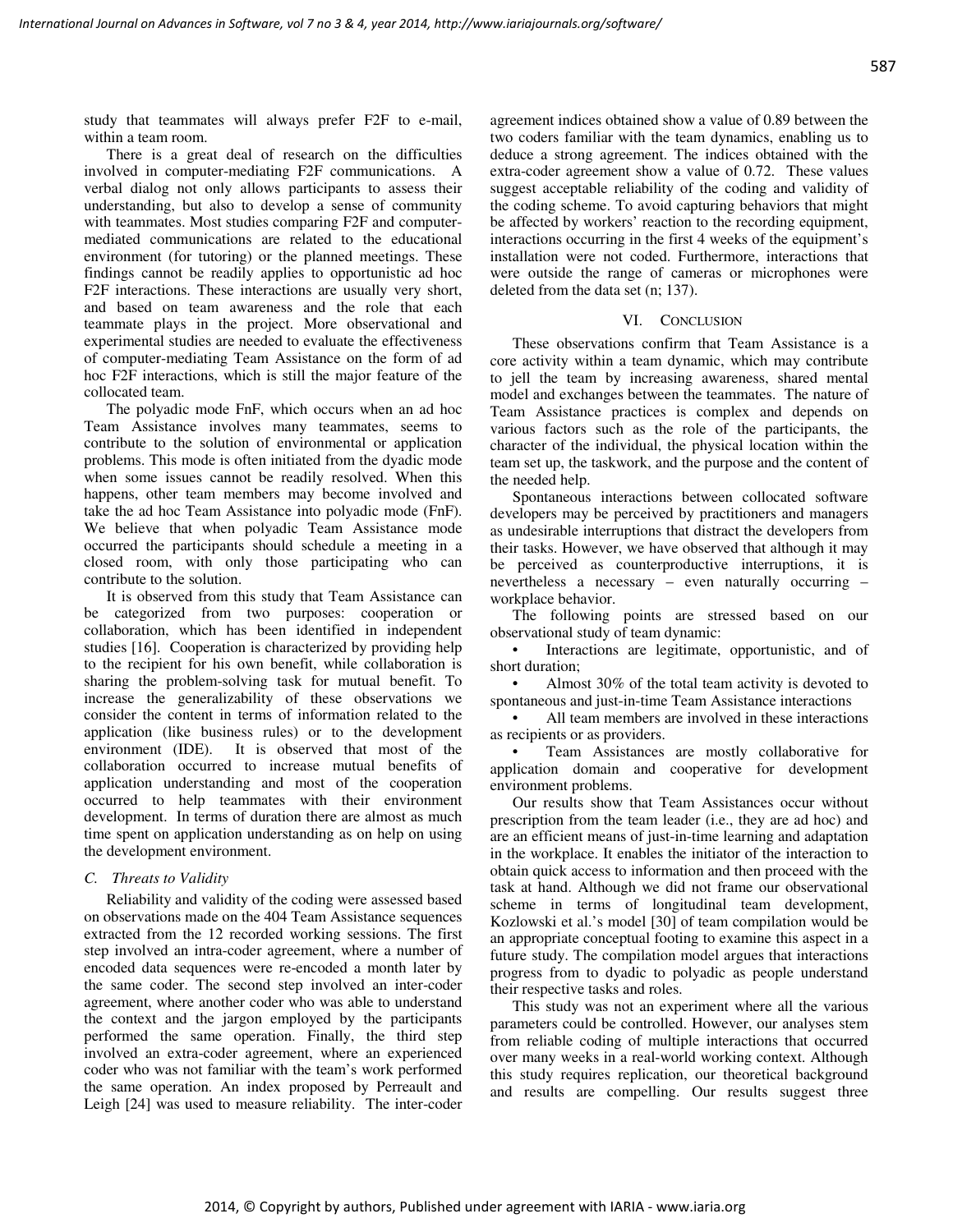study that teammates will always prefer F2F to e-mail, within a team room.

There is a great deal of research on the difficulties involved in computer-mediating F2F communications. A verbal dialog not only allows participants to assess their understanding, but also to develop a sense of community with teammates. Most studies comparing F2F and computer-mediated communications are related to the educational environment (for tutoring) or the planned meetings. These findings cannot be readily applies to opportunistic ad hoc F2F interactions. These interactions are usually very short, and based on team awareness and the role that each teammate plays in the project. More observational and experimental studies are needed to evaluate the effectiveness of computer-mediating Team Assistance on the form of ad hoc F2F interactions, which is still the major feature of the collocated team.

The polyadic mode FnF, which occurs when an ad hoc Team Assistance involves many teammates, seems to contribute to the solution of environmental or application problems. This mode is often initiated from the dyadic mode when some issues cannot be readily resolved. When this happens, other team members may become involved and take the ad hoc Team Assistance into polyadic mode (FnF). We believe that when polyadic Team Assistance mode occurred the participants should schedule a meeting in a closed room, with only those participating who can contribute to the solution.

It is observed from this study that Team Assistance can be categorized from two purposes: cooperation or collaboration, which has been identified in independent studies [16]. Cooperation is characterized by providing help to the recipient for his own benefit, while collaboration is sharing the problem-solving task for mutual benefit. To increase the generalizability of these observations we consider the content in terms of information related to the application (like business rules) or to the development environment (IDE). It is observed that most of the collaboration occurred to increase mutual benefits of application understanding and most of the cooperation occurred to help teammates with their environment development. In terms of duration there are almost as much time spent on application understanding as on help on using the development environment.

### *C. Threats to Validity*

Reliability and validity of the coding were assessed based on observations made on the 404 Team Assistance sequences extracted from the 12 recorded working sessions. The first step involved an intra-coder agreement, where a number of encoded data sequences were re-encoded a month later by the same coder. The second step involved an inter-coder agreement, where another coder who was able to understand the context and the jargon employed by the participants performed the same operation. Finally, the third step involved an extra-coder agreement, where an experienced coder who was not familiar with the team's work performed the same operation. An index proposed by Perreault and Leigh [24] was used to measure reliability. The inter-coder agreement indices obtained show a value of 0.89 between the two coders familiar with the team dynamics, enabling us to deduce a strong agreement. The indices obtained with the extra-coder agreement show a value of 0.72. These values suggest acceptable reliability of the coding and validity of the coding scheme. To avoid capturing behaviors that might be affected by workers' reaction to the recording equipment, interactions occurring in the first 4 weeks of the equipment's installation were not coded. Furthermore, interactions that were outside the range of cameras or microphones were deleted from the data set (n; 137).

## VI. CONCLUSION

These observations confirm that Team Assistance is a core activity within a team dynamic, which may contribute to jell the team by increasing awareness, shared mental model and exchanges between the teammates. The nature of Team Assistance practices is complex and depends on various factors such as the role of the participants, the character of the individual, the physical location within the team set up, the taskwork, and the purpose and the content of the needed help.

Spontaneous interactions between collocated software developers may be perceived by practitioners and managers as undesirable interruptions that distract the developers from their tasks. However, we have observed that although it may be perceived as counterproductive interruptions, it is nevertheless a necessary – even naturally occurring – workplace behavior.

The following points are stressed based on our observational study of team dynamic:

- Interactions are legitimate, opportunistic, and of short duration;
- Almost 30% of the total team activity is devoted to spontaneous and just-in-time Team Assistance interactions
- All team members are involved in these interactions as recipients or as providers.
- Team Assistances are mostly collaborative for application domain and cooperative for development environment problems.

Our results show that Team Assistances occur without prescription from the team leader (i.e., they are ad hoc) and are an efficient means of just-in-time learning and adaptation in the workplace. It enables the initiator of the interaction to obtain quick access to information and then proceed with the task at hand. Although we did not frame our observational scheme in terms of longitudinal team development, Kozlowski et al.'s model [30] of team compilation would be an appropriate conceptual footing to examine this aspect in a future study. The compilation model argues that interactions progress from to dyadic to polyadic as people understand their respective tasks and roles.

This study was not an experiment where all the various parameters could be controlled. However, our analyses stem from reliable coding of multiple interactions that occurred over many weeks in a real-world working context. Although this study requires replication, our theoretical background and results are compelling. Our results suggest three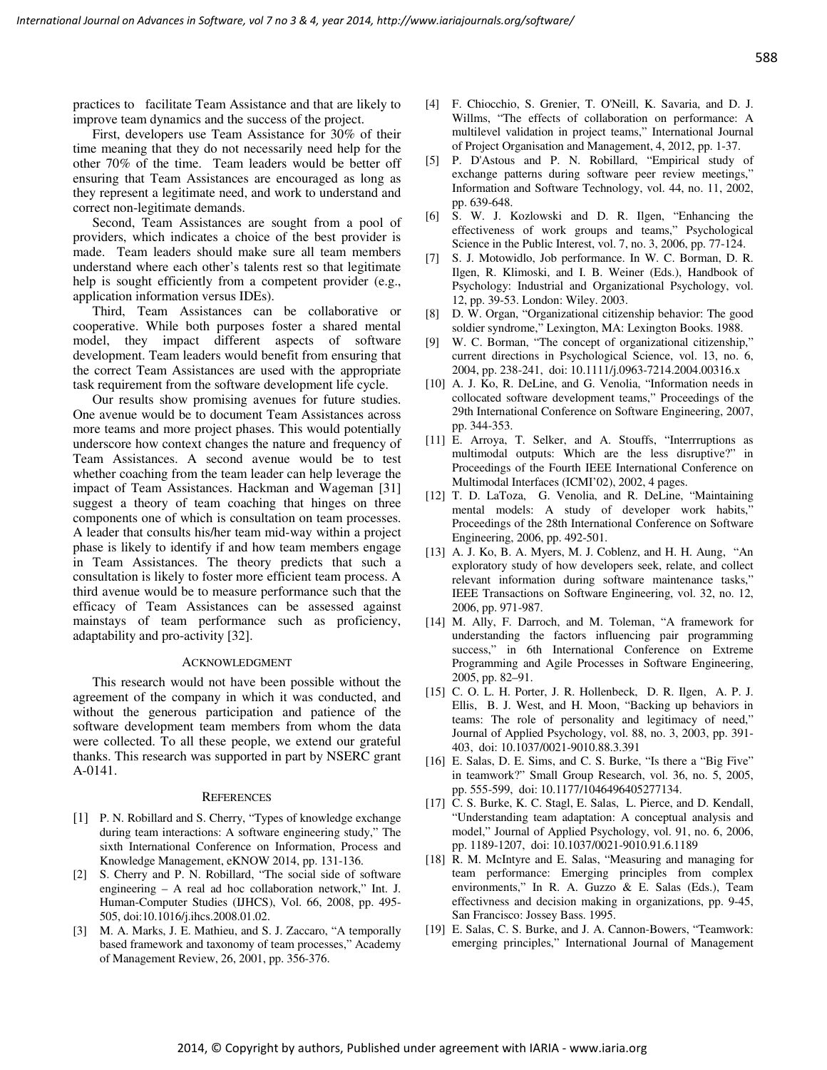practices to facilitate Team Assistance and that are likely to improve team dynamics and the success of the project.

First, developers use Team Assistance for 30% of their time meaning that they do not necessarily need help for the other 70% of the time. Team leaders would be better off ensuring that Team Assistances are encouraged as long as they represent a legitimate need, and work to understand and correct non-legitimate demands.

Second, Team Assistances are sought from a pool of providers, which indicates a choice of the best provider is made. Team leaders should make sure all team members understand where each other's talents rest so that legitimate help is sought efficiently from a competent provider (e.g., application information versus IDEs).

Third, Team Assistances can be collaborative or cooperative. While both purposes foster a shared mental model, they impact different aspects of software development. Team leaders would benefit from ensuring that the correct Team Assistances are used with the appropriate task requirement from the software development life cycle.

Our results show promising avenues for future studies. One avenue would be to document Team Assistances across more teams and more project phases. This would potentially underscore how context changes the nature and frequency of Team Assistances. A second avenue would be to test whether coaching from the team leader can help leverage the impact of Team Assistances. Hackman and Wageman [31] suggest a theory of team coaching that hinges on three components one of which is consultation on team processes. A leader that consults his/her team mid-way within a project phase is likely to identify if and how team members engage in Team Assistances. The theory predicts that such a consultation is likely to foster more efficient team process. A third avenue would be to measure performance such that the efficacy of Team Assistances can be assessed against mainstays of team performance such as proficiency, adaptability and pro-activity [32].

## ACKNOWLEDGMENT

This research would not have been possible without the agreement of the company in which it was conducted, and without the generous participation and patience of the software development team members from whom the data were collected. To all these people, we extend our grateful thanks. This research was supported in part by NSERC grant A-0141.

## REFERENCES

[1] P. N. Robillard and S. Cherry, "Types of knowledge exchange during team interactions: A software engineering study," The sixth International Conference on Information, Process and Knowledge Management, eKNOW 2014, pp. 131-136.

[2] S. Cherry and P. N. Robillard, "The social side of software engineering – A real ad hoc collaboration network," Int. J. Human-Computer Studies (IJHCS), Vol. 66, 2008, pp. 495-505, doi:10.1016/j.ihcs.2008.01.02.

[3] M. A. Marks, J. E. Mathieu, and S. J. Zaccaro, "A temporally based framework and taxonomy of team processes," Academy of Management Review, 26, 2001, pp. 356-376.

[4] F. Chiocchio, S. Grenier, T. O'Neill, K. Savaria, and D. J. Willms, "The effects of collaboration on performance: A multilevel validation in project teams," International Journal of Project Organisation and Management, 4, 2012, pp. 1-37.

[5] P. D'Astous and P. N. Robillard, "Empirical study of exchange patterns during software peer review meetings," Information and Software Technology, vol. 44, no. 11, 2002, pp. 639-648.

[6] S. W. J. Kozlowski and D. R. Ilgen, "Enhancing the effectiveness of work groups and teams," Psychological Science in the Public Interest, vol. 7, no. 3, 2006, pp. 77-124.

[7] S. J. Motowidlo, Job performance. In W. C. Borman, D. R. Ilgen, R. Klimoski, and I. B. Weiner (Eds.), Handbook of Psychology: Industrial and Organizational Psychology, vol. 12, pp. 39-53. London: Wiley. 2003.

[8] D. W. Organ, "Organizational citizenship behavior: The good soldier syndrome," Lexington, MA: Lexington Books. 1988.

[9] W. C. Borman, "The concept of organizational citizenship," current directions in Psychological Science, vol. 13, no. 6, 2004, pp. 238-241, doi: 10.1111/j.0963-7214.2004.00316.x

[10] A. J. Ko, R. DeLine, and G. Venolia, "Information needs in collocated software development teams," Proceedings of the 29th International Conference on Software Engineering, 2007, pp. 344-353.

[11] E. Arroya, T. Selker, and A. Stouffs, "Interrruptions as multimodal outputs: Which are the less disruptive?" in Proceedings of the Fourth IEEE International Conference on Multimodal Interfaces (ICMI'02), 2002, 4 pages.

[12] T. D. LaToza, G. Venolia, and R. DeLine, "Maintaining mental models: A study of developer work habits," Proceedings of the 28th International Conference on Software Engineering, 2006, pp. 492-501.

[13] A. J. Ko, B. A. Myers, M. J. Coblenz, and H. H. Aung, "An exploratory study of how developers seek, relate, and collect relevant information during software maintenance tasks," IEEE Transactions on Software Engineering, vol. 32, no. 12, 2006, pp. 971-987.

[14] M. Ally, F. Darroch, and M. Toleman, "A framework for understanding the factors influencing pair programming success," in 6th International Conference on Extreme Programming and Agile Processes in Software Engineering, 2005, pp. 82–91.

[15] C. O. L. H. Porter, J. R. Hollenbeck, D. R. Ilgen, A. P. J. Ellis, B. J. West, and H. Moon, "Backing up behaviors in teams: The role of personality and legitimacy of need," Journal of Applied Psychology, vol. 88, no. 3, 2003, pp. 391-403, doi: 10.1037/0021-9010.88.3.391

[16] E. Salas, D. E. Sims, and C. S. Burke, "Is there a "Big Five" in teamwork?" Small Group Research, vol. 36, no. 5, 2005, pp. 555-599, doi: 10.1177/1046496405277134.

[17] C. S. Burke, K. C. Stagl, E. Salas, L. Pierce, and D. Kendall, "Understanding team adaptation: A conceptual analysis and model," Journal of Applied Psychology, vol. 91, no. 6, 2006, pp. 1189-1207, doi: 10.1037/0021-9010.91.6.1189

[18] R. M. McIntyre and E. Salas, "Measuring and managing for team performance: Emerging principles from complex environments," In R. A. Guzzo & E. Salas (Eds.), Team effectivness and decision making in organizations, pp. 9-45, San Francisco: Jossey Bass. 1995.

[19] E. Salas, C. S. Burke, and J. A. Cannon-Bowers, "Teamwork: emerging principles," International Journal of Management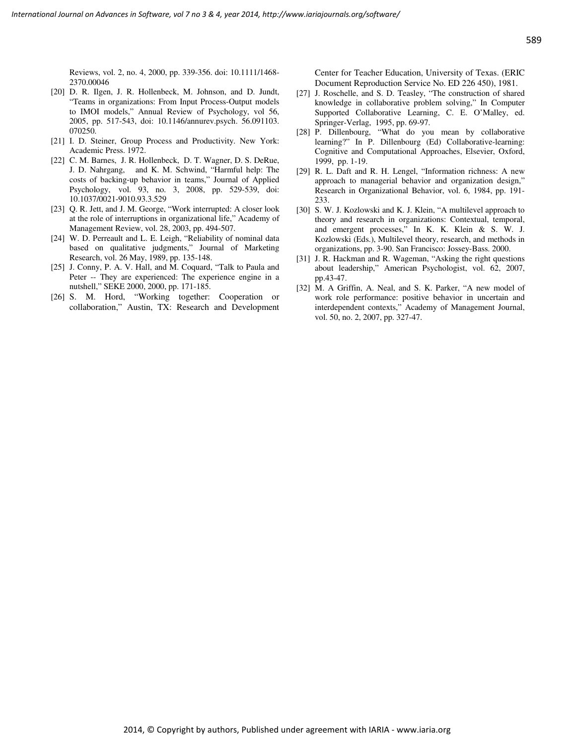Reviews, vol. 2, no. 4, 2000, pp. 339-356. doi: 10.1111/1468-2370.00046

[20] D. R. Ilgen, J. R. Hollenbeck, M. Johnson, and D. Jundt, "Teams in organizations: From Input Process-Output models to IMOI models," Annual Review of Psychology, vol 56, 2005, pp. 517-543, doi: 10.1146/annurev.psych. 56.091103. 070250.

[21] I. D. Steiner, Group Process and Productivity. New York: Academic Press. 1972.

[22] C. M. Barnes, J. R. Hollenbeck, D. T. Wagner, D. S. DeRue, J. D. Nahrgang, and K. M. Schwind, "Harmful help: The costs of backing-up behavior in teams," Journal of Applied Psychology, vol. 93, no. 3, 2008, pp. 529-539, doi: 10.1037/0021-9010.93.3.529

[23] Q. R. Jett, and J. M. George, "Work interrupted: A closer look at the role of interruptions in organizational life," Academy of Management Review, vol. 28, 2003, pp. 494-507.

[24] W. D. Perreault and L. E. Leigh, "Reliability of nominal data based on qualitative judgments," Journal of Marketing Research, vol. 26 May, 1989, pp. 135-148.

[25] J. Conny, P. A. V. Hall, and M. Coquard, "Talk to Paula and Peter -- They are experienced: The experience engine in a nutshell," SEKE 2000, 2000, pp. 171-185.

[26] S. M. Hord, "Working together: Cooperation or collaboration," Austin, TX: Research and Development Center for Teacher Education, University of Texas. (ERIC Document Reproduction Service No. ED 226 450), 1981.

[27] J. Roschelle, and S. D. Teasley, "The construction of shared knowledge in collaborative problem solving," In Computer Supported Collaborative Learning, C. E. O'Malley, ed. Springer-Verlag, 1995, pp. 69-97.

[28] P. Dillenbourg, "What do you mean by collaborative learning?" In P. Dillenbourg (Ed) Collaborative-learning: Cognitive and Computational Approaches, Elsevier, Oxford, 1999, pp. 1-19.

[29] R. L. Daft and R. H. Lengel, "Information richness: A new approach to managerial behavior and organization design," Research in Organizational Behavior, vol. 6, 1984, pp. 191-233.

[30] S. W. J. Kozlowski and K. J. Klein, "A multilevel approach to theory and research in organizations: Contextual, temporal, and emergent processes," In K. K. Klein & S. W. J. Kozlowski (Eds.), Multilevel theory, research, and methods in organizations, pp. 3-90. San Francisco: Jossey-Bass. 2000.

[31] J. R. Hackman and R. Wageman, "Asking the right questions about leadership," American Psychologist, vol. 62, 2007, pp.43-47.

[32] M. A Griffin, A. Neal, and S. K. Parker, "A new model of work role performance: positive behavior in uncertain and interdependent contexts," Academy of Management Journal, vol. 50, no. 2, 2007, pp. 327-47.